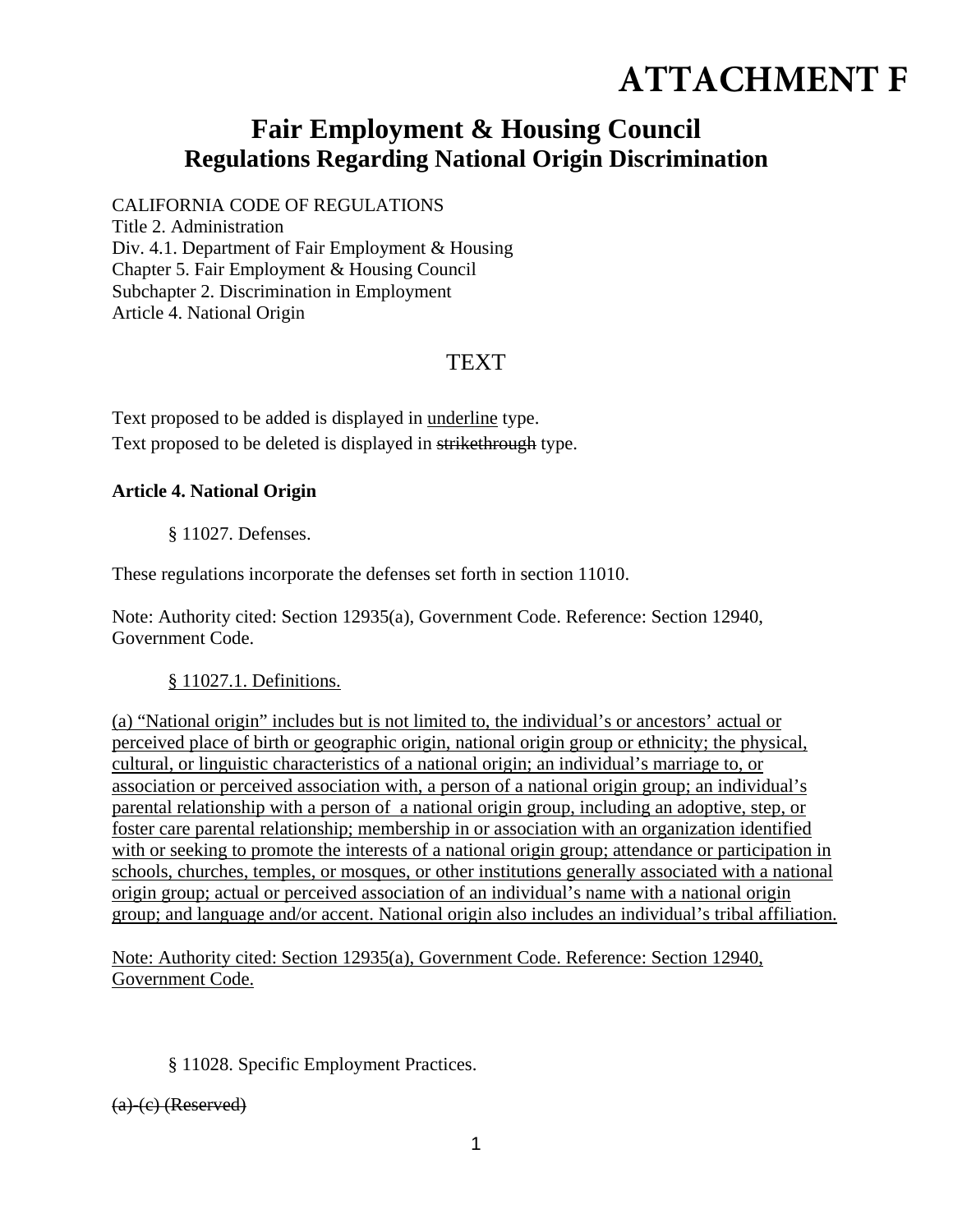# ATTACHMENT F

## Fair Employment & Housing Council
### Regulations Regarding National Origin Discrimination

CALIFORNIA CODE OF REGULATIONS
Title 2. Administration
Div. 4.1. Department of Fair Employment & Housing
Chapter 5. Fair Employment & Housing Council
Subchapter 2. Discrimination in Employment
Article 4. National Origin

TEXT

Text proposed to be added is displayed in <u>underline</u> type.
Text proposed to be deleted is displayed in ~~strikethrough~~ type.

**Article 4. National Origin**

§ 11027. Defenses.

These regulations incorporate the defenses set forth in section 11010.

Note: Authority cited: Section 12935(a), Government Code. Reference: Section 12940, Government Code.

<u>§ 11027.1. Definitions.</u>

<u>(a) "National origin" includes but is not limited to, the individual's or ancestors' actual or perceived place of birth or geographic origin, national origin group or ethnicity; the physical, cultural, or linguistic characteristics of a national origin; an individual's marriage to, or association or perceived association with, a person of a national origin group; an individual's parental relationship with a person of a national origin group, including an adoptive, step, or foster care parental relationship; membership in or association with an organization identified with or seeking to promote the interests of a national origin group; attendance or participation in schools, churches, temples, or mosques, or other institutions generally associated with a national origin group; actual or perceived association of an individual's name with a national origin group; and language and/or accent. National origin also includes an individual's tribal affiliation.</u>

<u>Note: Authority cited: Section 12935(a), Government Code. Reference: Section 12940, Government Code.</u>

§ 11028. Specific Employment Practices.

~~(a)-(c) (Reserved)~~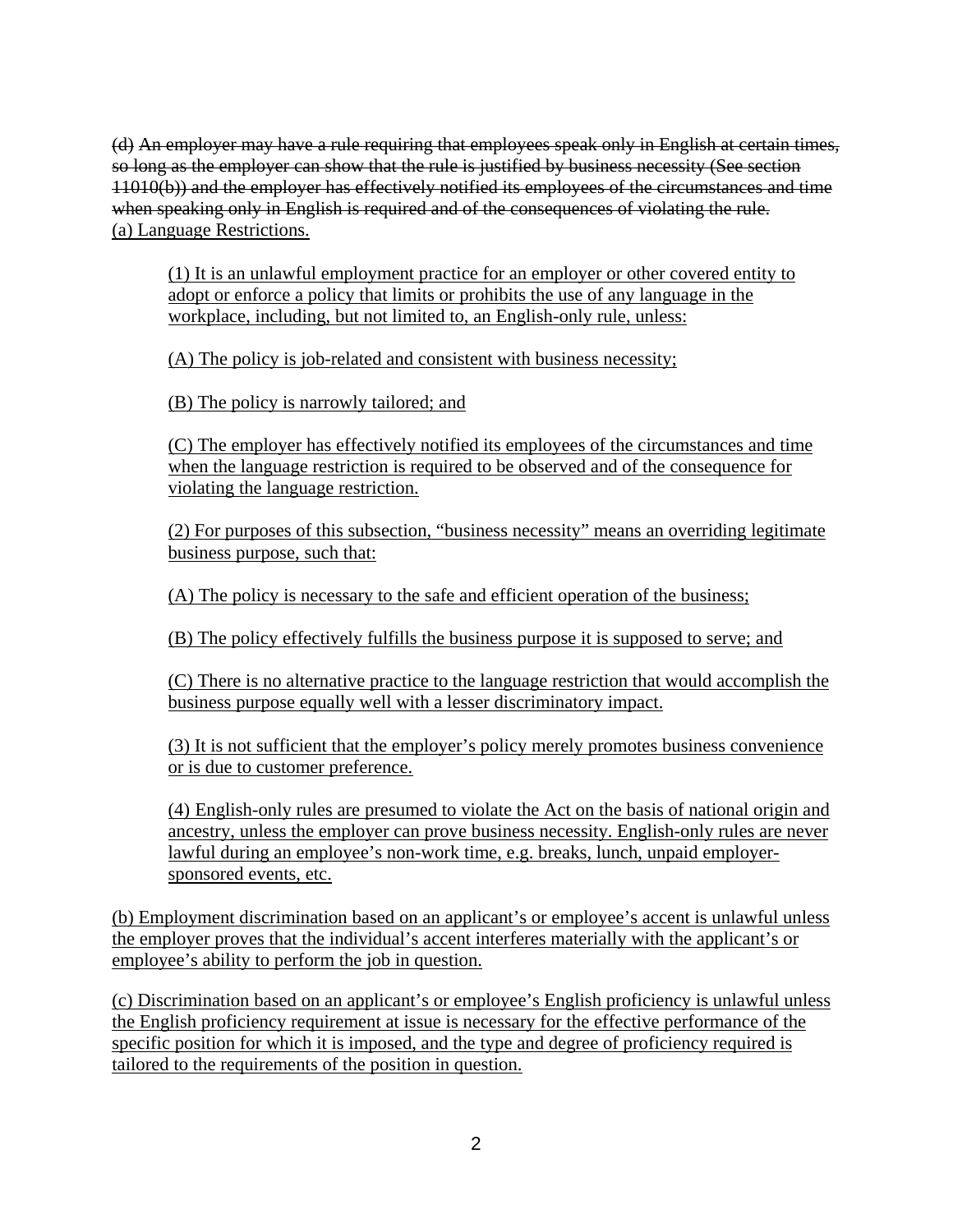(d) ~~An employer may have a rule requiring that employees speak only in English at certain times, so long as the employer can show that the rule is justified by business necessity (See section 11010(b)) and the employer has effectively notified its employees of the circumstances and time when speaking only in English is required and of the consequences of violating the rule.~~
<u>(a) Language Restrictions.</u>

> <u>(1) It is an unlawful employment practice for an employer or other covered entity to adopt or enforce a policy that limits or prohibits the use of any language in the workplace, including, but not limited to, an English-only rule, unless:</u>
>
> <u>(A) The policy is job-related and consistent with business necessity;</u>
>
> <u>(B) The policy is narrowly tailored; and</u>
>
> <u>(C) The employer has effectively notified its employees of the circumstances and time when the language restriction is required to be observed and of the consequence for violating the language restriction.</u>
>
> <u>(2) For purposes of this subsection, "business necessity" means an overriding legitimate business purpose, such that:</u>
>
> <u>(A) The policy is necessary to the safe and efficient operation of the business;</u>
>
> <u>(B) The policy effectively fulfills the business purpose it is supposed to serve; and</u>
>
> <u>(C) There is no alternative practice to the language restriction that would accomplish the business purpose equally well with a lesser discriminatory impact.</u>
>
> <u>(3) It is not sufficient that the employer's policy merely promotes business convenience or is due to customer preference.</u>
>
> <u>(4) English-only rules are presumed to violate the Act on the basis of national origin and ancestry, unless the employer can prove business necessity. English-only rules are never lawful during an employee's non-work time, e.g. breaks, lunch, unpaid employer-sponsored events, etc.</u>

<u>(b) Employment discrimination based on an applicant's or employee's accent is unlawful unless the employer proves that the individual's accent interferes materially with the applicant's or employee's ability to perform the job in question.</u>

<u>(c) Discrimination based on an applicant's or employee's English proficiency is unlawful unless the English proficiency requirement at issue is necessary for the effective performance of the specific position for which it is imposed, and the type and degree of proficiency required is tailored to the requirements of the position in question.</u>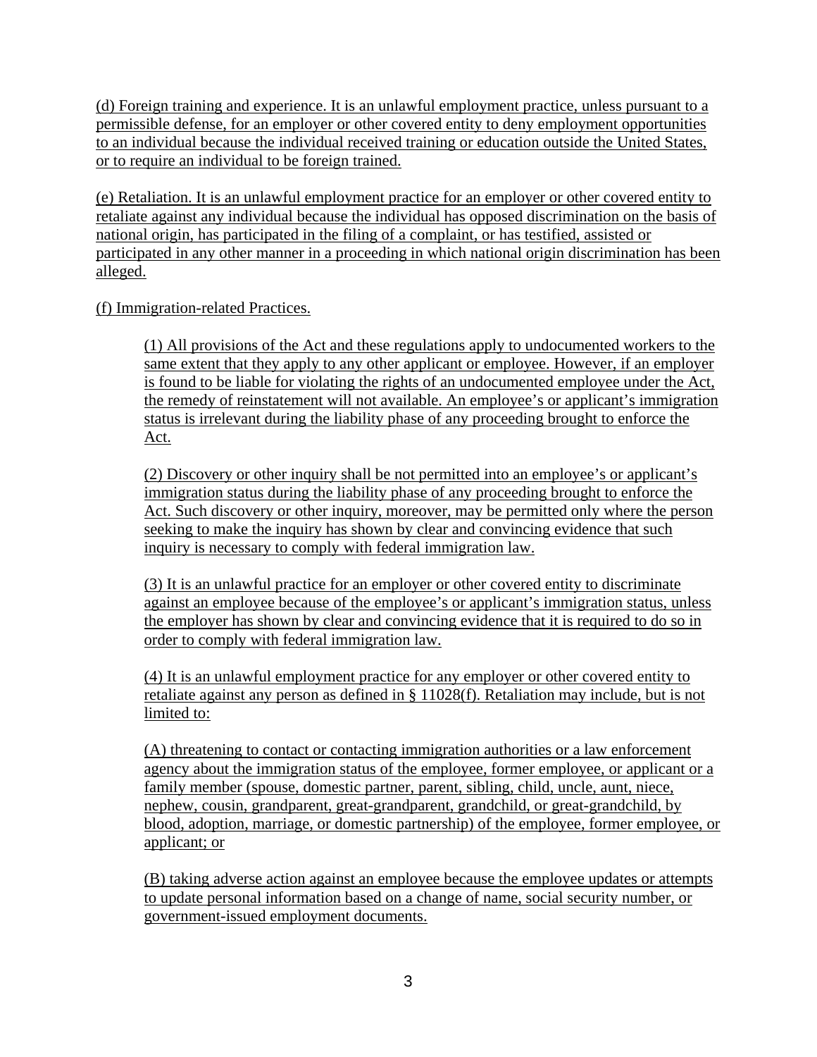(d) Foreign training and experience. It is an unlawful employment practice, unless pursuant to a permissible defense, for an employer or other covered entity to deny employment opportunities to an individual because the individual received training or education outside the United States, or to require an individual to be foreign trained.

(e) Retaliation. It is an unlawful employment practice for an employer or other covered entity to retaliate against any individual because the individual has opposed discrimination on the basis of national origin, has participated in the filing of a complaint, or has testified, assisted or participated in any other manner in a proceeding in which national origin discrimination has been alleged.

(f) Immigration-related Practices.

> (1) All provisions of the Act and these regulations apply to undocumented workers to the same extent that they apply to any other applicant or employee. However, if an employer is found to be liable for violating the rights of an undocumented employee under the Act, the remedy of reinstatement will not available. An employee's or applicant's immigration status is irrelevant during the liability phase of any proceeding brought to enforce the Act.
>
> (2) Discovery or other inquiry shall be not permitted into an employee's or applicant's immigration status during the liability phase of any proceeding brought to enforce the Act. Such discovery or other inquiry, moreover, may be permitted only where the person seeking to make the inquiry has shown by clear and convincing evidence that such inquiry is necessary to comply with federal immigration law.
>
> (3) It is an unlawful practice for an employer or other covered entity to discriminate against an employee because of the employee's or applicant's immigration status, unless the employer has shown by clear and convincing evidence that it is required to do so in order to comply with federal immigration law.
>
> (4) It is an unlawful employment practice for any employer or other covered entity to retaliate against any person as defined in § 11028(f). Retaliation may include, but is not limited to:
>
> (A) threatening to contact or contacting immigration authorities or a law enforcement agency about the immigration status of the employee, former employee, or applicant or a family member (spouse, domestic partner, parent, sibling, child, uncle, aunt, niece, nephew, cousin, grandparent, great-grandparent, grandchild, or great-grandchild, by blood, adoption, marriage, or domestic partnership) of the employee, former employee, or applicant; or
>
> (B) taking adverse action against an employee because the employee updates or attempts to update personal information based on a change of name, social security number, or government-issued employment documents.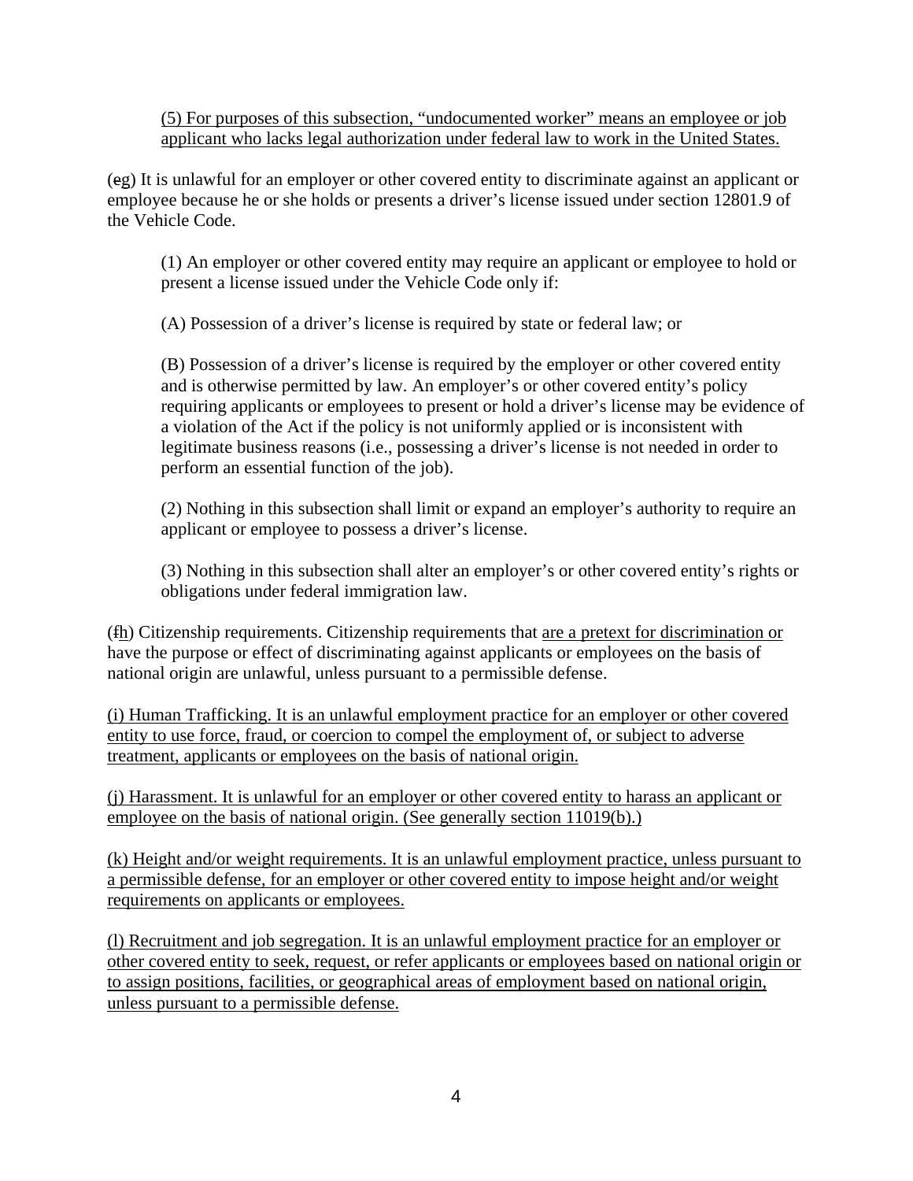(5) For purposes of this subsection, "undocumented worker" means an employee or job applicant who lacks legal authorization under federal law to work in the United States.

(~~e~~g) It is unlawful for an employer or other covered entity to discriminate against an applicant or employee because he or she holds or presents a driver's license issued under section 12801.9 of the Vehicle Code.

(1) An employer or other covered entity may require an applicant or employee to hold or present a license issued under the Vehicle Code only if:

(A) Possession of a driver's license is required by state or federal law; or

(B) Possession of a driver's license is required by the employer or other covered entity and is otherwise permitted by law. An employer's or other covered entity's policy requiring applicants or employees to present or hold a driver's license may be evidence of a violation of the Act if the policy is not uniformly applied or is inconsistent with legitimate business reasons (i.e., possessing a driver's license is not needed in order to perform an essential function of the job).

(2) Nothing in this subsection shall limit or expand an employer's authority to require an applicant or employee to possess a driver's license.

(3) Nothing in this subsection shall alter an employer's or other covered entity's rights or obligations under federal immigration law.

(~~f~~h) Citizenship requirements. Citizenship requirements that are a pretext for discrimination or have the purpose or effect of discriminating against applicants or employees on the basis of national origin are unlawful, unless pursuant to a permissible defense.

(i) Human Trafficking. It is an unlawful employment practice for an employer or other covered entity to use force, fraud, or coercion to compel the employment of, or subject to adverse treatment, applicants or employees on the basis of national origin.

(j) Harassment. It is unlawful for an employer or other covered entity to harass an applicant or employee on the basis of national origin. (See generally section 11019(b).)

(k) Height and/or weight requirements. It is an unlawful employment practice, unless pursuant to a permissible defense, for an employer or other covered entity to impose height and/or weight requirements on applicants or employees.

(l) Recruitment and job segregation. It is an unlawful employment practice for an employer or other covered entity to seek, request, or refer applicants or employees based on national origin or to assign positions, facilities, or geographical areas of employment based on national origin, unless pursuant to a permissible defense.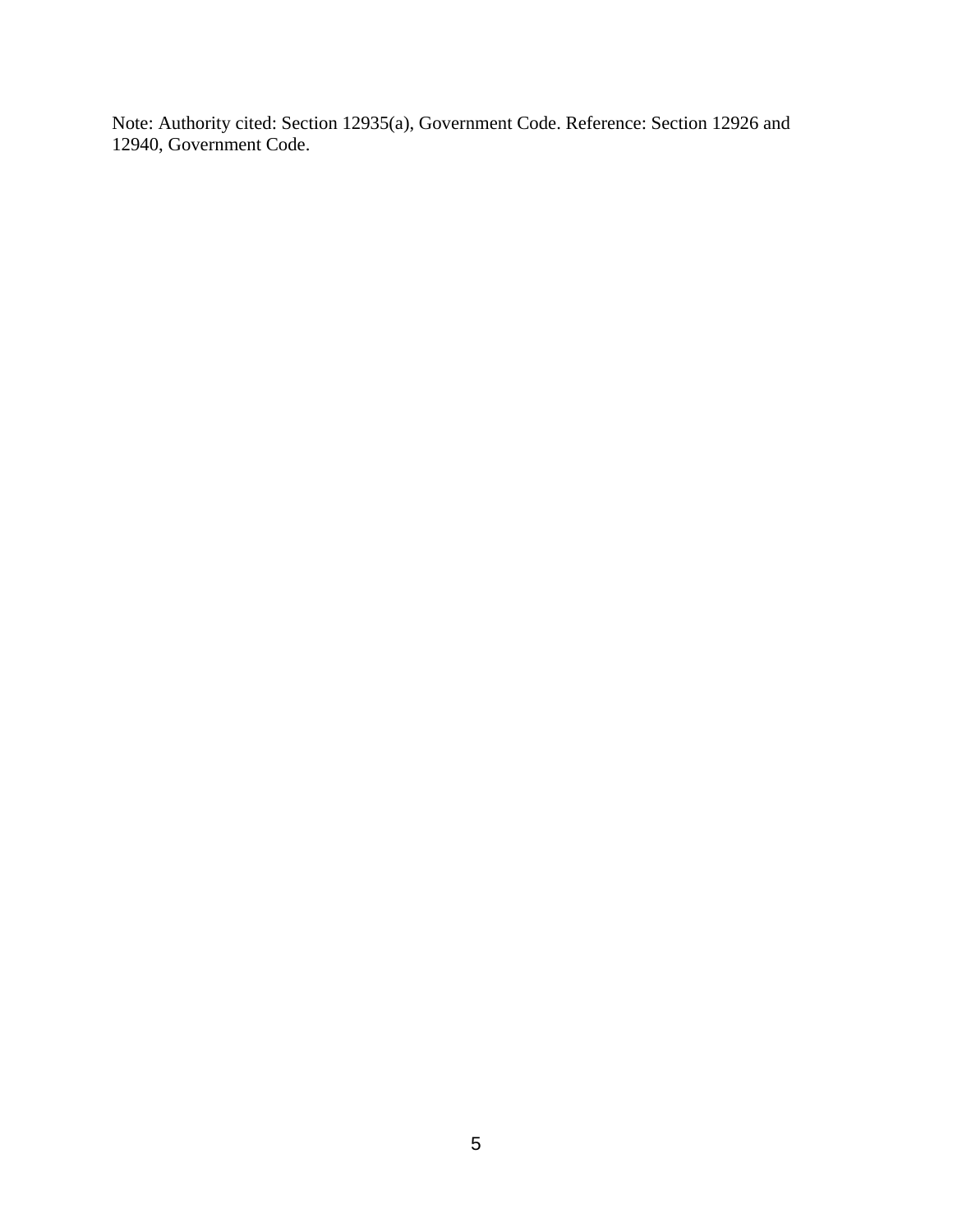Note: Authority cited: Section 12935(a), Government Code. Reference: Section 12926 and 12940, Government Code.